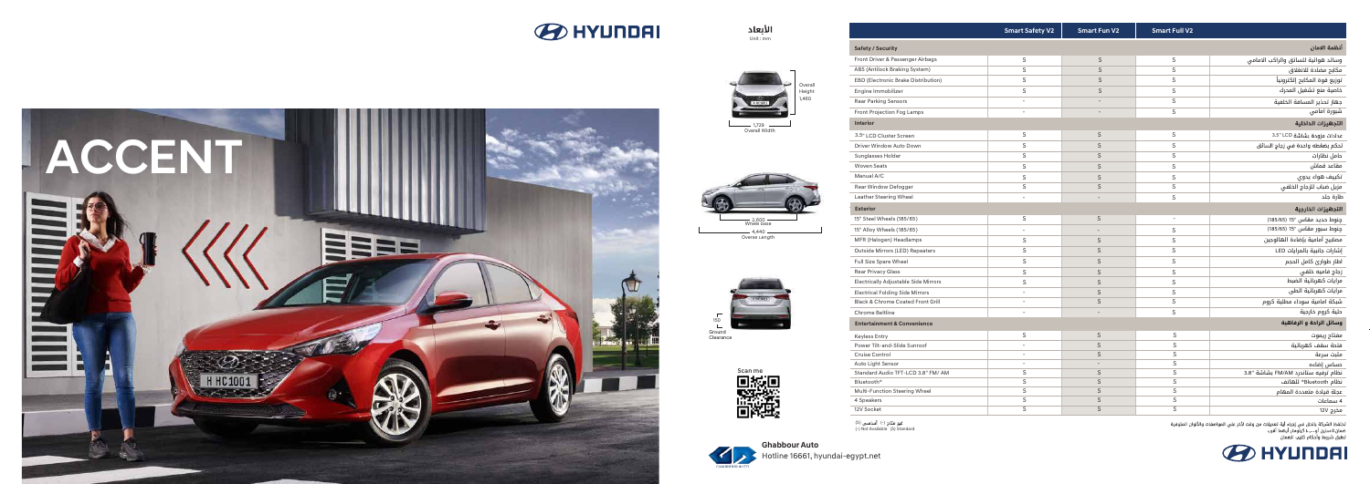# ACCENT

HYUNDAI

## الأبعاد

Unit : mm

Overall Height 1,460

1,729 Overall Width

2,600 Wheel base

4,440 Overall length

150 Ground Clearance

Scan me

| | Smart Safety V2 | Smart Fun V2 | Smart Full V2 | |
|---|---|---|---|---|
| **Safety / Security** | | | | **أنظمة الامان** |
| Front Driver & Passenger Airbags | S | S | S | وسائد هوائية للسائق والراكب الامامي |
| ABS (Antilock Braking System) | S | S | S | مكابح مضادة للانغلاق |
| EBD (Electronic Brake Distribution) | S | S | S | توزيع قوة المكابح إلكترونياً |
| Engine Immobilizer | S | S | S | خاصية منع تشغيل المحرك |
| Rear Parking Sensors | - | - | S | جهاز تحذير المسافة الخلفية |
| Front Projection Fog Lamps | - | - | S | شبورة أمامي |
| **Interior** | | | | **التجهيزات الداخلية** |
| 3.5" LCD Cluster Screen | S | S | S | عدادات مزودة بشاشة 3.5" LCD |
| Driver Window Auto Down | S | S | S | تحكم بضغطة واحدة في زجاج السائق |
| Sunglasses Holder | S | S | S | حامل نظارات |
| Woven Seats | S | S | S | مقاعد قماش |
| Manual A/C | S | S | S | تكييف هواء يدوي |
| Rear Window Defogger | S | S | S | مزيل ضباب للزجاج الخلفي |
| Leather Steering Wheel | - | - | S | طارة جلد |
| **Exterior** | | | | **التجهيزات الخارجية** |
| 15" Steel Wheels (185/65) | S | S | - | جنوط حديد مقاس 15" (185/65) |
| 15" Alloy Wheels (185/65) | - | - | S | جنوط سبور مقاس 15" (185/65) |
| MFR (Halogen) Headlamps | S | S | S | مصابيح أمامية بإضاءة الهالوجين |
| Outside Mirrors (LED) Repeaters | S | S | S | إشارات جانبية بالمرايات LED |
| Full Size Spare Wheel | S | S | S | اطار طوارئ كامل الحجم |
| Rear Privacy Glass | S | S | S | زجاج فاميه خلفي |
| Electrically Adjustable Side Mirrors | S | S | S | مرايات كهربائية الضبط |
| Electrical Folding Side Mirrors | - | S | S | مرايات كهربائية الطي |
| Black & Chrome Coated Front Grill | - | S | S | شبكة امامية سوداء مطلية كروم |
| Chrome Beltline | - | - | S | حلية كروم خارجية |
| **Entertainment & Convenience** | | | | **وسائل الراحة و الرفاهية** |
| Keyless Entry | S | S | S | مفتاح ريموت |
| Power Tilt-and-Slide Sunroof | - | S | S | فتحة سقف كهربائية |
| Cruise Control | - | S | S | مثبت سرعة |
| Auto Light Sensor | - | - | S | حساس إضاءه |
| Standard Audio TFT-LCD 3.8" FM/AM | S | S | S | نظام ترفيه ستاندرد FM/AM بشاشة 3.8" |
| Bluetooth® | S | S | S | نظام ®Bluetooth للهاتف |
| Multi-Function Steering Wheel | S | S | S | عجلة قيادة متعددة المهام |
| 4 Speakers | S | S | S | 4 سماعات |
| 12V Socket | S | S | S | مخرج 12V |

(-) غير متاح (S) أساسي

(-) Not Available (S) Standard

تحتفظ الشركة بالحق في إجراء أية تعديلات من وقت لآخر على المواصفات والألوان المتوفرة ... تطبق شروط وأحكام الكتيب الضمان

Ghabbour Auto

Hotline 16661, hyundai-egypt.net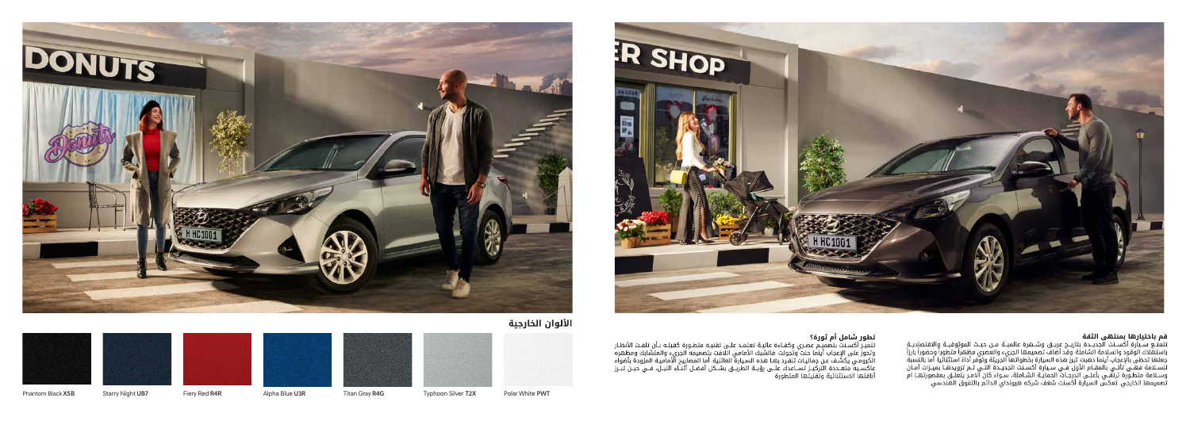## قم باختيارها بمنتهى الثقة

تتمتع سيارة أكسنت الجديدة بتاريخ عريق وشهرة عالمية من حيث الموثوقية والاقتصادية باستهلاك الوقود والسلامة الشاملة. وقد أضاف تصميمها الجريء والعصري مظهراً متطوراً وحضوراً بارزاً جعلها تحظى بالإعجاب أينما ذهبت. تبرز هذه السيارة بخطوطها الجريئة وتوفر أداءً استثنائياً. أما بالنسبة للسلامة فهي تأتي بالمقام الأول في سيارة أكسنت الجديدة التي تم تزويدها بميزات أمان وسلامة متطورة ترتقي بأعلى الدرجات الحماية الشاملة. سواء كان الأمر يتعلق بمقصورتها أم تصميمها الخارجي، تعكس السيارة أكسنت شغف شركة هيونداي الدائم بالتفوق الهندسي.

## تطور شامل أم ثورة؟

تتميز أكسنت بتصميم عصري وكفاءة عالية تعتمد على تقنية متطورة كفيلة بأن تلفت الأنظار. وتحوز على الإعجاب أينما حلت وتجولت. فالشبك الأمامي اللافت بتصميمه الجريء والمتشابك ومظهره الكرومي يكشف عن جماليات تتفرد بها هذه السيارة العائلية. أما المصابيح الأمامية المزودة بأضواء عاكسة متعددة التركيز تساعد على رؤية الطريق بشكل أفضل أثناء الليل، في حين تبرز أناقتها الاستثنائية وتقنيتها المتطورة.

## الألوان الخارجية

Polar White **PWT** | Typhoon Silver **T2X** | Titan Gray **R4G** | Alpha Blue **U3R** | Fiery Red **R4R** | Starry Night **UB7** | Phantom Black **X5B**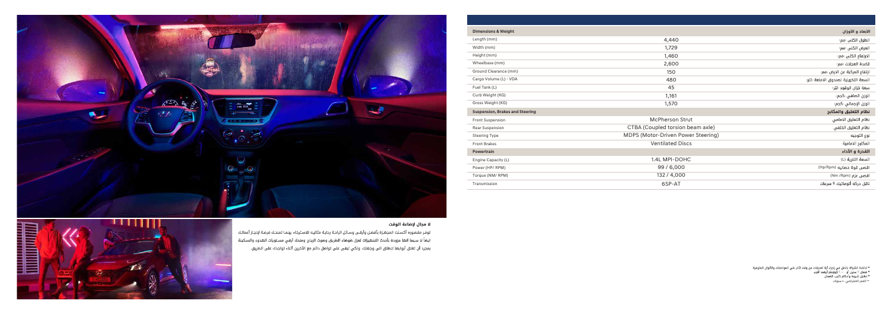| Dimensions & Weight | | الأبعاد و الأوزان |
|---|---|---|
| Length (mm) | 4,440 | الطول الكلي (مم) |
| Width (mm) | 1,729 | العرض الكلي (مم) |
| Height (mm) | 1,460 | الارتفاع الكلي (مم) |
| Wheelbase (mm) | 2,600 | قاعدة العجلات (مم) |
| Ground Clearance (mm) | 150 | ارتفاع المركبة عن الارض (مم) |
| Cargo Volume (L) - VDA | 480 | السعة التخزينية لصندوق الامتعة (لتر) |
| Fuel Tank (L) | 45 | سعة خزان الوقود (لتر) |
| Curb Weight (KG) | 1,161 | الوزن الصافي (كجم) |
| Gross Weight (KG) | 1,570 | الوزن الإجمالي (كجم) |
| **Suspension, Brakes and Steering** | | **نظام التعليق والمكابح** |
| Front Suspension | McPherson Strut | نظام التعليق الامامي |
| Rear Suspension | CTBA (Coupled torsion beam axle) | نظام التعليق الخلفي |
| Steering Type | MDPS (Motor-Driven Power Steering) | نوع التوجيه |
| Front Brakes | Ventilated Discs | المكابح الامامية |
| **Powertrain** | | **القدرة و الأداء** |
| Engine Capacity (L) | 1.4L MPI-DOHC | السعة اللترية (L) |
| Power (HP/ RPM) | 99 / 6,000 | اقصى قوة حصانية (Hp/Rpm) |
| Torque (NM/ RPM) | 132 / 4,000 | اقصى عزم (Nm /Rpm) |
| Transmission | 6SP-AT | ناقل حركة أتوماتيك 6 سرعات |

### لا مجال لإضاعة الوقت

توفر مقصورة أكسنت المجهزة بأفضل وأرقى وسائل الراحة رحلة مثالية للاسترخاء بينما تمنحك فرصة لإنجاز أعمالك أيضاً لا سيما انها مزودة بأحدث التجهيزات لعزل ضوضاء الطريق وصوت الرياح. ومنحك أرقى مستويات الهدوء والسكينة بمجرد أن تغلق أبوابها لتنطلق الى وجهتك. ولكي تبقى على تواصل دائم مع الآخرين أثناء تواجدك على الطريق.

* تحتفظ الشركة بالحق في إجراء أية تعديلات من وقت لآخر على المواصفات والألوان المتوفرة
* ضمان ٥ سنين أو ١٠٠٠٠٠ كيلومتر أيهما أقرب
* تطبق شروط وأحكام كتيب الضمان
** العمر الافتراضي: ٨ سنوات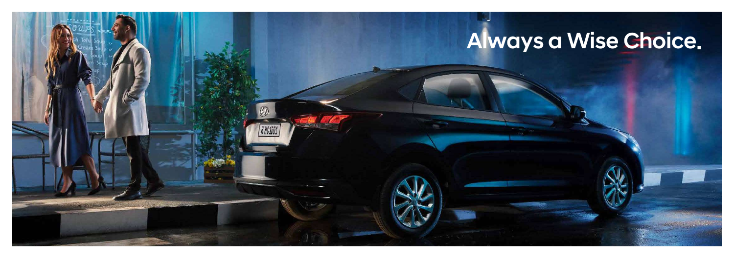# Always a Wise Choice.